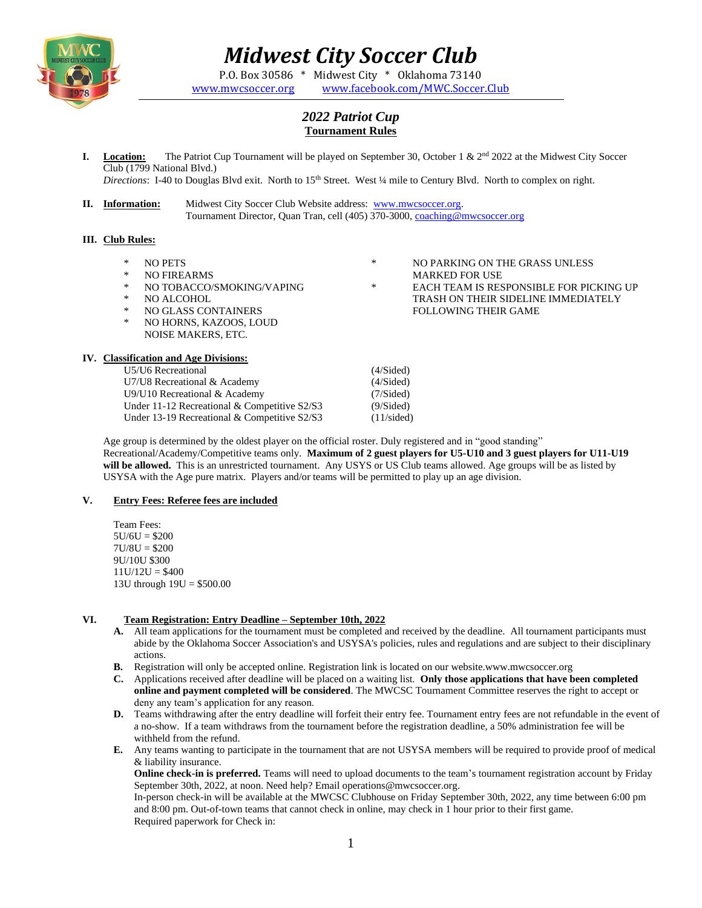# Midwest City Soccer Club

P.O. Box 30586 * Midwest City * Oklahoma 73140
www.mwcsoccer.org www.facebook.com/MWC.Soccer.Club

## *2022 Patriot Cup*
## **Tournament Rules**

**I. Location:** The Patriot Cup Tournament will be played on September 30, October 1 & 2nd 2022 at the Midwest City Soccer Club (1799 National Blvd.)
*Directions*: I-40 to Douglas Blvd exit. North to 15th Street. West ¼ mile to Century Blvd. North to complex on right.

**II. Information:** Midwest City Soccer Club Website address: www.mwcsoccer.org.
Tournament Director, Quan Tran, cell (405) 370-3000, coaching@mwcsoccer.org

**III. Club Rules:**

- NO PETS
- NO FIREARMS
- NO TOBACCO/SMOKING/VAPING
- NO ALCOHOL
- NO GLASS CONTAINERS
- NO HORNS, KAZOOS, LOUD NOISE MAKERS, ETC.
- NO PARKING ON THE GRASS UNLESS MARKED FOR USE
- EACH TEAM IS RESPONSIBLE FOR PICKING UP TRASH ON THEIR SIDELINE IMMEDIATELY FOLLOWING THEIR GAME

**IV. Classification and Age Divisions:**

| | |
|---|---|
| U5/U6 Recreational | (4/Sided) |
| U7/U8 Recreational & Academy | (4/Sided) |
| U9/U10 Recreational & Academy | (7/Sided) |
| Under 11-12 Recreational & Competitive S2/S3 | (9/Sided) |
| Under 13-19 Recreational & Competitive S2/S3 | (11/sided) |

Age group is determined by the oldest player on the official roster. Duly registered and in "good standing" Recreational/Academy/Competitive teams only. **Maximum of 2 guest players for U5-U10 and 3 guest players for U11-U19 will be allowed.** This is an unrestricted tournament. Any USYS or US Club teams allowed. Age groups will be as listed by USYSA with the Age pure matrix. Players and/or teams will be permitted to play up an age division.

**V. Entry Fees: Referee fees are included**

Team Fees:
5U/6U = $200
7U/8U = $200
9U/10U $300
11U/12U = $400
13U through 19U = $500.00

**VI. Team Registration: Entry Deadline – September 10th, 2022**

- **A.** All team applications for the tournament must be completed and received by the deadline. All tournament participants must abide by the Oklahoma Soccer Association's and USYSA's policies, rules and regulations and are subject to their disciplinary actions.
- **B.** Registration will only be accepted online. Registration link is located on our website.www.mwcsoccer.org
- **C.** Applications received after deadline will be placed on a waiting list. **Only those applications that have been completed online and payment completed will be considered**. The MWCSC Tournament Committee reserves the right to accept or deny any team's application for any reason.
- **D.** Teams withdrawing after the entry deadline will forfeit their entry fee. Tournament entry fees are not refundable in the event of a no-show. If a team withdraws from the tournament before the registration deadline, a 50% administration fee will be withheld from the refund.
- **E.** Any teams wanting to participate in the tournament that are not USYSA members will be required to provide proof of medical & liability insurance.
  **Online check-in is preferred.** Teams will need to upload documents to the team's tournament registration account by Friday September 30th, 2022, at noon. Need help? Email operations@mwcsoccer.org.
  In-person check-in will be available at the MWCSC Clubhouse on Friday September 30th, 2022, any time between 6:00 pm and 8:00 pm. Out-of-town teams that cannot check in online, may check in 1 hour prior to their first game.
  Required paperwork for Check in: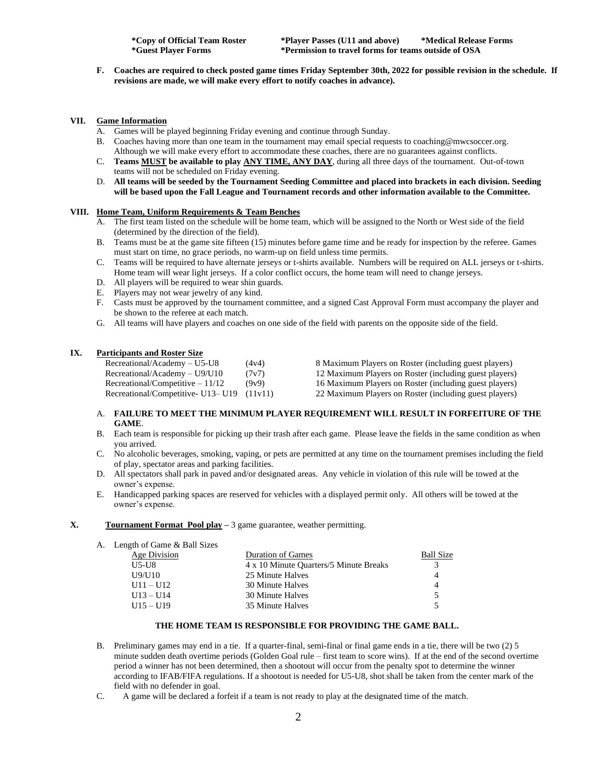**\*Copy of Official Team Roster** **\*Player Passes (U11 and above)** **\*Medical Release Forms**
**\*Guest Player Forms** **\*Permission to travel forms for teams outside of OSA**

F. **Coaches are required to check posted game times Friday September 30th, 2022 for possible revision in the schedule. If revisions are made, we will make every effort to notify coaches in advance).**

## VII. Game Information

A. Games will be played beginning Friday evening and continue through Sunday.
B. Coaches having more than one team in the tournament may email special requests to coaching@mwcsoccer.org. Although we will make every effort to accommodate these coaches, there are no guarantees against conflicts.
C. **Teams MUST be available to play ANY TIME, ANY DAY**, during all three days of the tournament. Out-of-town teams will not be scheduled on Friday evening.
D. **All teams will be seeded by the Tournament Seeding Committee and placed into brackets in each division. Seeding will be based upon the Fall League and Tournament records and other information available to the Committee.**

## VIII. Home Team, Uniform Requirements & Team Benches

A. The first team listed on the schedule will be home team, which will be assigned to the North or West side of the field (determined by the direction of the field).
B. Teams must be at the game site fifteen (15) minutes before game time and be ready for inspection by the referee. Games must start on time, no grace periods, no warm-up on field unless time permits.
C. Teams will be required to have alternate jerseys or t-shirts available. Numbers will be required on ALL jerseys or t-shirts. Home team will wear light jerseys. If a color conflict occurs, the home team will need to change jerseys.
D. All players will be required to wear shin guards.
E. Players may not wear jewelry of any kind.
F. Casts must be approved by the tournament committee, and a signed Cast Approval Form must accompany the player and be shown to the referee at each match.
G. All teams will have players and coaches on one side of the field with parents on the opposite side of the field.

## IX. Participants and Roster Size

| | | |
|---|---|---|
| Recreational/Academy – U5-U8 | (4v4) | 8 Maximum Players on Roster (including guest players) |
| Recreational/Academy – U9/U10 | (7v7) | 12 Maximum Players on Roster (including guest players) |
| Recreational/Competitive – 11/12 | (9v9) | 16 Maximum Players on Roster (including guest players) |
| Recreational/Competitive- U13– U19 | (11v11) | 22 Maximum Players on Roster (including guest players) |

A. **FAILURE TO MEET THE MINIMUM PLAYER REQUIREMENT WILL RESULT IN FORFEITURE OF THE GAME**.
B. Each team is responsible for picking up their trash after each game. Please leave the fields in the same condition as when you arrived.
C. No alcoholic beverages, smoking, vaping, or pets are permitted at any time on the tournament premises including the field of play, spectator areas and parking facilities.
D. All spectators shall park in paved and/or designated areas. Any vehicle in violation of this rule will be towed at the owner's expense.
E. Handicapped parking spaces are reserved for vehicles with a displayed permit only. All others will be towed at the owner's expense.

## X. Tournament Format Pool play – 3 game guarantee, weather permitting.

A. Length of Game & Ball Sizes

| Age Division | Duration of Games | Ball Size |
|---|---|---|
| U5-U8 | 4 x 10 Minute Quarters/5 Minute Breaks | 3 |
| U9/U10 | 25 Minute Halves | 4 |
| U11 – U12 | 30 Minute Halves | 4 |
| U13 – U14 | 30 Minute Halves | 5 |
| U15 – U19 | 35 Minute Halves | 5 |

**THE HOME TEAM IS RESPONSIBLE FOR PROVIDING THE GAME BALL.**

B. Preliminary games may end in a tie. If a quarter-final, semi-final or final game ends in a tie, there will be two (2) 5 minute sudden death overtime periods (Golden Goal rule – first team to score wins). If at the end of the second overtime period a winner has not been determined, then a shootout will occur from the penalty spot to determine the winner according to IFAB/FIFA regulations. If a shootout is needed for U5-U8, shot shall be taken from the center mark of the field with no defender in goal.
C. A game will be declared a forfeit if a team is not ready to play at the designated time of the match.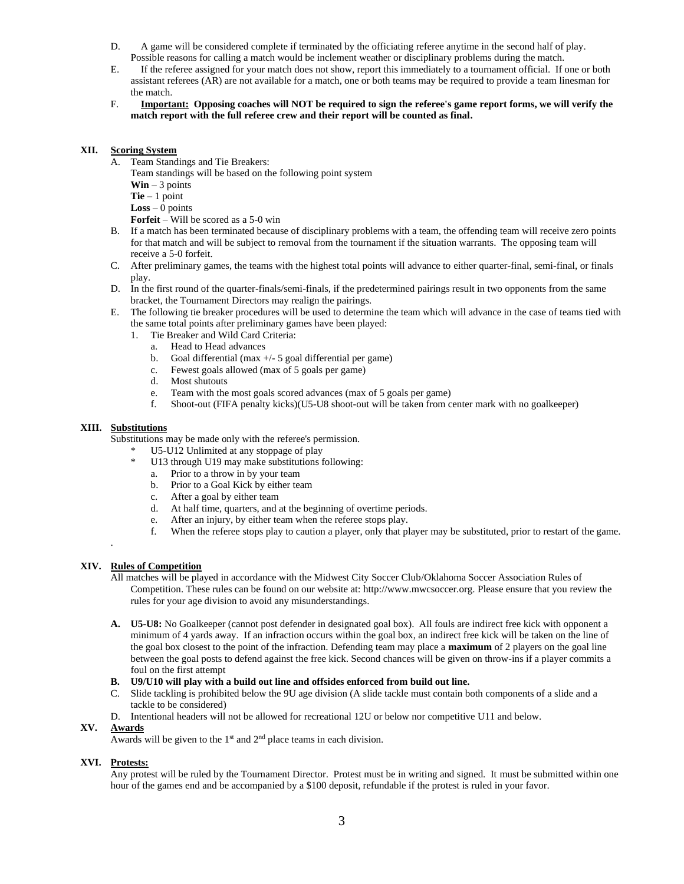D. A game will be considered complete if terminated by the officiating referee anytime in the second half of play. Possible reasons for calling a match would be inclement weather or disciplinary problems during the match.

E. If the referee assigned for your match does not show, report this immediately to a tournament official. If one or both assistant referees (AR) are not available for a match, one or both teams may be required to provide a team linesman for the match.

F. **<u>Important:</u> Opposing coaches will NOT be required to sign the referee's game report forms, we will verify the match report with the full referee crew and their report will be counted as final.**

## XII. <u>Scoring System</u>

A. Team Standings and Tie Breakers:
   Team standings will be based on the following point system
   **Win** – 3 points
   **Tie** – 1 point
   **Loss** – 0 points
   **Forfeit** – Will be scored as a 5-0 win

B. If a match has been terminated because of disciplinary problems with a team, the offending team will receive zero points for that match and will be subject to removal from the tournament if the situation warrants. The opposing team will receive a 5-0 forfeit.

C. After preliminary games, the teams with the highest total points will advance to either quarter-final, semi-final, or finals play.

D. In the first round of the quarter-finals/semi-finals, if the predetermined pairings result in two opponents from the same bracket, the Tournament Directors may realign the pairings.

E. The following tie breaker procedures will be used to determine the team which will advance in the case of teams tied with the same total points after preliminary games have been played:
   1. Tie Breaker and Wild Card Criteria:
      a. Head to Head advances
      b. Goal differential (max +/- 5 goal differential per game)
      c. Fewest goals allowed (max of 5 goals per game)
      d. Most shutouts
      e. Team with the most goals scored advances (max of 5 goals per game)
      f. Shoot-out (FIFA penalty kicks)(U5-U8 shoot-out will be taken from center mark with no goalkeeper)

## XIII. <u>Substitutions</u>

Substitutions may be made only with the referee's permission.

- U5-U12 Unlimited at any stoppage of play
- U13 through U19 may make substitutions following:
   a. Prior to a throw in by your team
   b. Prior to a Goal Kick by either team
   c. After a goal by either team
   d. At half time, quarters, and at the beginning of overtime periods.
   e. After an injury, by either team when the referee stops play.
   f. When the referee stops play to caution a player, only that player may be substituted, prior to restart of the game.

## XIV. <u>Rules of Competition</u>

All matches will be played in accordance with the Midwest City Soccer Club/Oklahoma Soccer Association Rules of Competition. These rules can be found on our website at: http://www.mwcsoccer.org. Please ensure that you review the rules for your age division to avoid any misunderstandings.

**A. U5-U8:** No Goalkeeper (cannot post defender in designated goal box). All fouls are indirect free kick with opponent a minimum of 4 yards away. If an infraction occurs within the goal box, an indirect free kick will be taken on the line of the goal box closest to the point of the infraction. Defending team may place a **maximum** of 2 players on the goal line between the goal posts to defend against the free kick. Second chances will be given on throw-ins if a player commits a foul on the first attempt

**B. U9/U10 will play with a build out line and offsides enforced from build out line.**

C. Slide tackling is prohibited below the 9U age division (A slide tackle must contain both components of a slide and a tackle to be considered)

D. Intentional headers will not be allowed for recreational 12U or below nor competitive U11 and below.

## XV. <u>Awards</u>

Awards will be given to the 1st and 2nd place teams in each division.

## XVI. <u>Protests:</u>

Any protest will be ruled by the Tournament Director. Protest must be in writing and signed. It must be submitted within one hour of the games end and be accompanied by a $100 deposit, refundable if the protest is ruled in your favor.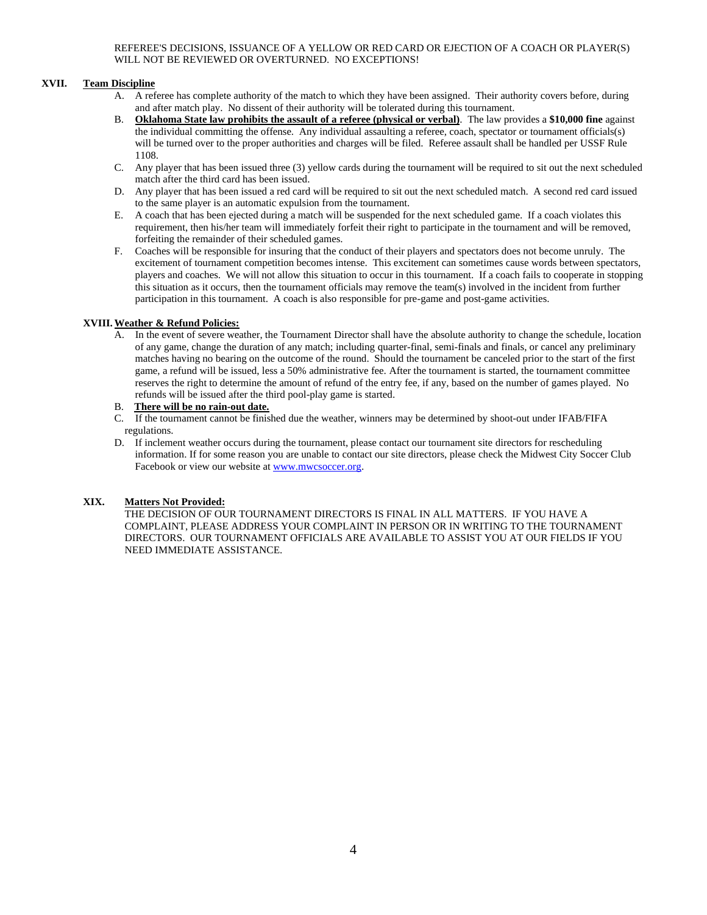REFEREE'S DECISIONS, ISSUANCE OF A YELLOW OR RED CARD OR EJECTION OF A COACH OR PLAYER(S) WILL NOT BE REVIEWED OR OVERTURNED. NO EXCEPTIONS!

## XVII. Team Discipline

A. A referee has complete authority of the match to which they have been assigned. Their authority covers before, during and after match play. No dissent of their authority will be tolerated during this tournament.

B. **Oklahoma State law prohibits the assault of a referee (physical or verbal)**. The law provides a **$10,000 fine** against the individual committing the offense. Any individual assaulting a referee, coach, spectator or tournament officials(s) will be turned over to the proper authorities and charges will be filed. Referee assault shall be handled per USSF Rule 1108.

C. Any player that has been issued three (3) yellow cards during the tournament will be required to sit out the next scheduled match after the third card has been issued.

D. Any player that has been issued a red card will be required to sit out the next scheduled match. A second red card issued to the same player is an automatic expulsion from the tournament.

E. A coach that has been ejected during a match will be suspended for the next scheduled game. If a coach violates this requirement, then his/her team will immediately forfeit their right to participate in the tournament and will be removed, forfeiting the remainder of their scheduled games.

F. Coaches will be responsible for insuring that the conduct of their players and spectators does not become unruly. The excitement of tournament competition becomes intense. This excitement can sometimes cause words between spectators, players and coaches. We will not allow this situation to occur in this tournament. If a coach fails to cooperate in stopping this situation as it occurs, then the tournament officials may remove the team(s) involved in the incident from further participation in this tournament. A coach is also responsible for pre-game and post-game activities.

## XVIII. Weather & Refund Policies:

A. In the event of severe weather, the Tournament Director shall have the absolute authority to change the schedule, location of any game, change the duration of any match; including quarter-final, semi-finals and finals, or cancel any preliminary matches having no bearing on the outcome of the round. Should the tournament be canceled prior to the start of the first game, a refund will be issued, less a 50% administrative fee. After the tournament is started, the tournament committee reserves the right to determine the amount of refund of the entry fee, if any, based on the number of games played. No refunds will be issued after the third pool-play game is started.

B. **There will be no rain-out date.**

C. If the tournament cannot be finished due the weather, winners may be determined by shoot-out under IFAB/FIFA regulations.

D. If inclement weather occurs during the tournament, please contact our tournament site directors for rescheduling information. If for some reason you are unable to contact our site directors, please check the Midwest City Soccer Club Facebook or view our website at www.mwcsoccer.org.

## XIX. Matters Not Provided:

THE DECISION OF OUR TOURNAMENT DIRECTORS IS FINAL IN ALL MATTERS. IF YOU HAVE A COMPLAINT, PLEASE ADDRESS YOUR COMPLAINT IN PERSON OR IN WRITING TO THE TOURNAMENT DIRECTORS. OUR TOURNAMENT OFFICIALS ARE AVAILABLE TO ASSIST YOU AT OUR FIELDS IF YOU NEED IMMEDIATE ASSISTANCE.